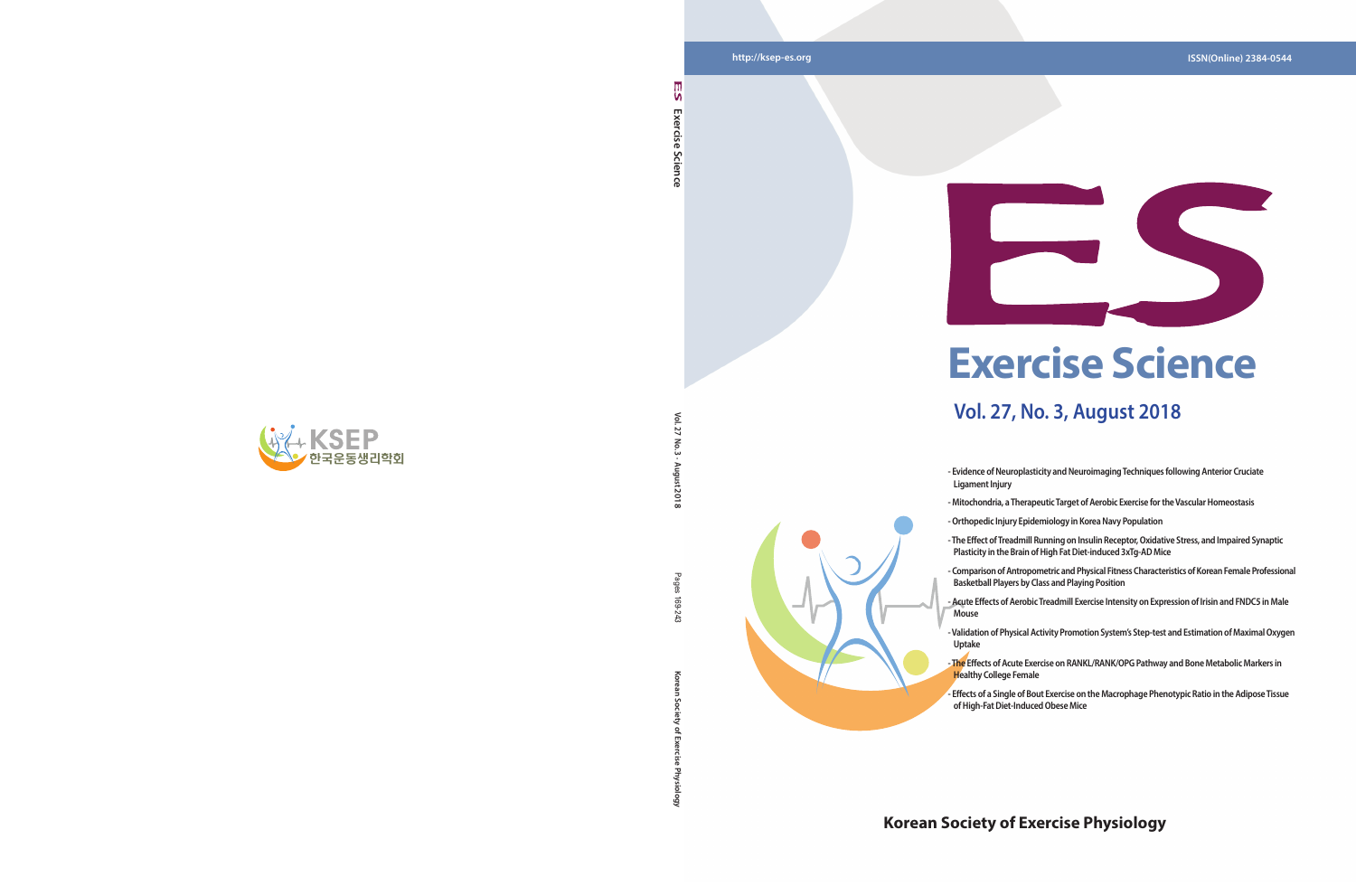http://ksep-es.org

ISSN(Online) 2384-0544

# ES

# Exercise Science

## Vol. 27, No. 3, August 2018

- Evidence of Neuroplasticity and Neuroimaging Techniques following Anterior Cruciate Ligament Injury
- Mitochondria, a Therapeutic Target of Aerobic Exercise for the Vascular Homeostasis
- Orthopedic Injury Epidemiology in Korea Navy Population
- The Effect of Treadmill Running on Insulin Receptor, Oxidative Stress, and Impaired Synaptic Plasticity in the Brain of High Fat Diet-induced 3xTg-AD Mice
- Comparison of Antropometric and Physical Fitness Characteristics of Korean Female Professional Basketball Players by Class and Playing Position
- Acute Effects of Aerobic Treadmill Exercise Intensity on Expression of Irisin and FNDC5 in Male Mouse
- Validation of Physical Activity Promotion System's Step-test and Estimation of Maximal Oxygen Uptake
- The Effects of Acute Exercise on RANKL/RANK/OPG Pathway and Bone Metabolic Markers in Healthy College Female
- Effects of a Single of Bout Exercise on the Macrophage Phenotypic Ratio in the Adipose Tissue of High-Fat Diet-Induced Obese Mice

**Korean Society of Exercise Physiology**

ES Exercise Science

Vol. 27 No. 3 · August 2018

Pages 169-243

Korean Society of Exercise Physiology

KSEP 한국운동생리학회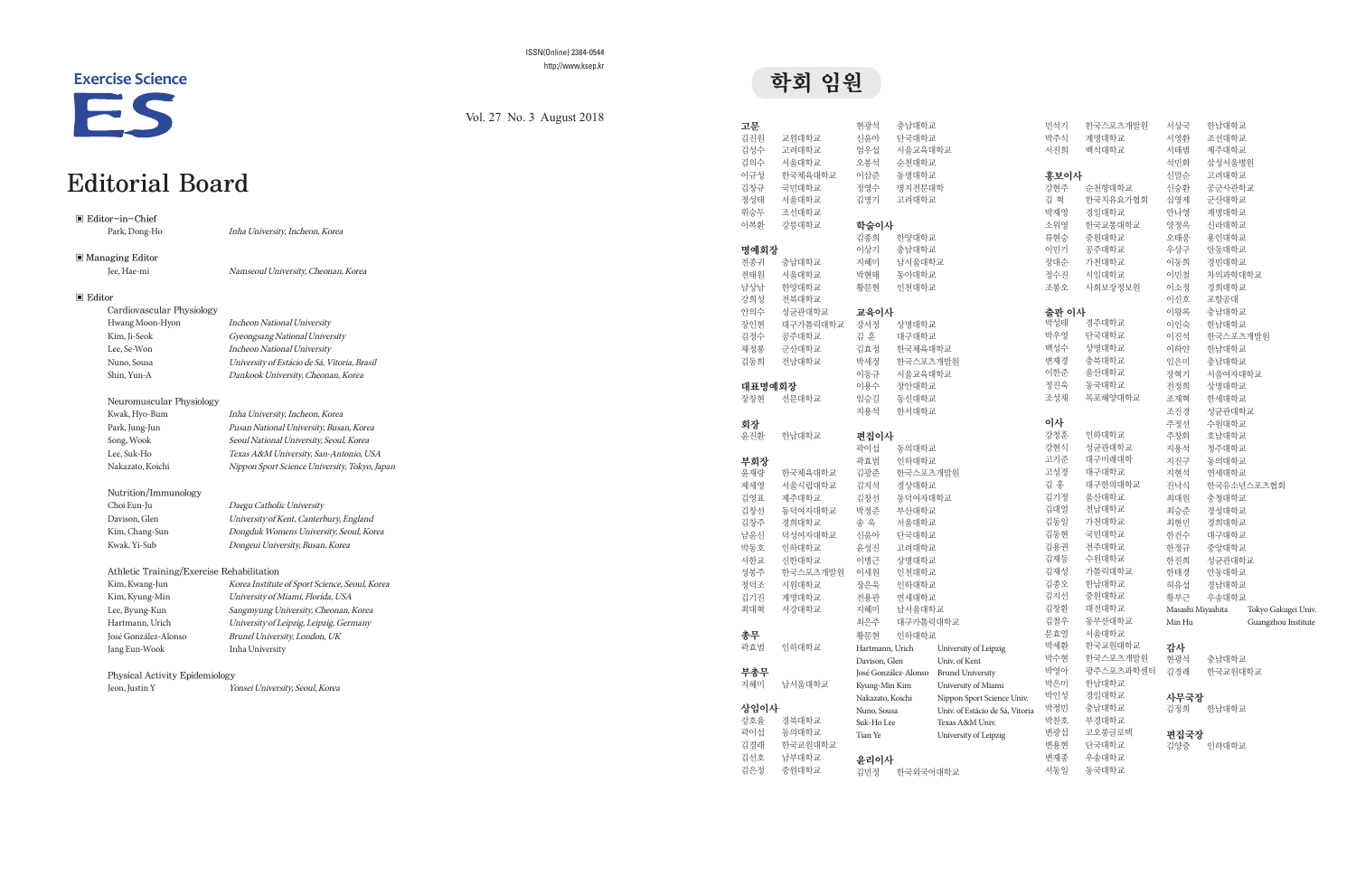ISSN(Online) 2384-0544

http://www.ksep.kr

Exercise Science

ES

Vol. 27 No. 3 August 2018

# Editorial Board

■ Editor-in-Chief

Park, Dong-Ho — *Inha University, Incheon, Korea*

■ Managing Editor

Jee, Hae-mi — *Namseoul University, Cheonan, Korea*

■ Editor

Cardiovascular Physiology

| | |
|---|---|
| Hwang Moon-Hyon | *Incheon National University* |
| Kim, Ji-Seok | *Gyeongsang National University* |
| Lee, Se-Won | *Incheon National University* |
| Nuno, Sousa | *University of Estácio de Sá, Vitoria, Brasil* |
| Shin, Yun-A | *Dankook University, Cheonan, Korea* |

Neuromuscular Physiology

| | |
|---|---|
| Kwak, Hyo-Bum | *Inha University, Incheon, Korea* |
| Park, Jung-Jun | *Pusan National University, Busan, Korea* |
| Song, Wook | *Seoul National University, Seoul, Korea* |
| Lee, Suk-Ho | *Texas A&M University, San-Antonio, USA* |
| Nakazato, Koichi | *Nippon Sport Science University, Tokyo, Japan* |

Nutrition/Immunology

| | |
|---|---|
| Choi Eun-Ju | *Daegu Catholic University* |
| Davison, Glen | *University of Kent, Canterbury, England* |
| Kim, Chang-Sun | *Dongduk Womens University, Seoul, Korea* |
| Kwak, Yi-Sub | *Dongeui University, Busan, Korea* |

Athletic Training/Exercise Rehabilitation

| | |
|---|---|
| Kim, Kwang-Jun | *Korea Institute of Sport Science, Seoul, Korea* |
| Kim, Kyung-Min | *University of Miami, Florida, USA* |
| Lee, Byung-Kun | *Sangmyung University, Cheonan, Korea* |
| Hartmann, Urich | *University of Leipzig, Leipzig, Germany* |
| José González-Alonso | *Brunel University, London, UK* |
| Jang Eun-Wook | Inha University |

Physical Activity Epidemiology

| | |
|---|---|
| Jeon, Justin Y | *Yonsei University, Seoul, Korea* |

# 학회 임원

**고문**

| | |
|---|---|
| 김진원 | 교원대학교 |
| 김성수 | 고려대학교 |
| 김의수 | 서울대학교 |
| 이규성 | 한국체육대학교 |
| 김창규 | 국민대학교 |
| 정성태 | 서울대학교 |
| 위승두 | 조선대학교 |
| 이복환 | 강릉대학교 |

**명예회장**

| | |
|---|---|
| 전종귀 | 충남대학교 |
| 전태원 | 서울대학교 |
| 남상남 | 한양대학교 |
| 강희성 | 전북대학교 |
| 안의수 | 성균관대학교 |
| 장인현 | 대구카톨릭대학교 |
| 김정수 | 공주대학교 |
| 채정룡 | 군산대학교 |
| 김동희 | 전남대학교 |

**대표명예회장**

| | |
|---|---|
| 장창현 | 선문대학교 |

**회장**

| | |
|---|---|
| 윤진환 | 한남대학교 |

**부회장**

| | |
|---|---|
| 윤재량 | 한국체육대학교 |
| 제세영 | 서울시립대학교 |
| 김영표 | 제주대학교 |
| 김창선 | 동덕여자대학교 |
| 김창주 | 경희대학교 |
| 남윤신 | 덕성여자대학교 |
| 박동호 | 인하대학교 |
| 서한교 | 신한대학교 |
| 성봉주 | 한국스포츠개발원 |
| 정덕조 | 서원대학교 |
| 김기진 | 계명대학교 |
| 최대혁 | 서강대학교 |

**총무**

| | |
|---|---|
| 곽효범 | 인하대학교 |

**부총무**

| | |
|---|---|
| 지혜미 | 남서울대학교 |

**상임이사**

| | |
|---|---|
| 강호율 | 경북대학교 |
| 곽이섭 | 동의대학교 |
| 김경래 | 한국교원대학교 |
| 김선호 | 남부대학교 |
| 김은정 | 중원대학교 |
| 현광석 | 충남대학교 |
| 신윤아 | 단국대학교 |
| 엄우섭 | 서울교육대학교 |
| 오봉석 | 순천대학교 |
| 이삼준 | 동명대학교 |
| 정영수 | 명지전문대학 |
| 김명기 | 고려대학교 |

**학술이사**

| | |
|---|---|
| 김종희 | 한양대학교 |
| 이상기 | 충남대학교 |
| 지혜미 | 남서울대학교 |
| 박현태 | 동아대학교 |
| 황문현 | 인천대학교 |

**교육이사**

| | |
|---|---|
| 강서정 | 상명대학교 |
| 김 훈 | 대구대학교 |
| 김효정 | 한국체육대학교 |
| 박세정 | 한국스포츠개발원 |
| 이동규 | 서울교육대학교 |
| 이용수 | 장안대학교 |
| 임승길 | 동신대학교 |
| 지용석 | 한서대학교 |

**편집이사**

| | |
|---|---|
| 곽이섭 | 동의대학교 |
| 곽효범 | 인하대학교 |
| 김광준 | 한국스포츠개발원 |
| 김지석 | 경상대학교 |
| 김창선 | 동덕여자대학교 |
| 박정준 | 부산대학교 |
| 송 욱 | 서울대학교 |
| 신윤아 | 단국대학교 |
| 윤성진 | 고려대학교 |
| 이병근 | 상명대학교 |
| 이세원 | 인천대학교 |
| 장은욱 | 인하대학교 |
| 전용관 | 연세대학교 |
| 지혜미 | 남서울대학교 |
| 최은주 | 대구카톨릭대학교 |
| 황문현 | 인천대학교 |
| Hartmann, Urich | University of Leipzig |
| Davison, Glen | Univ. of Kent |
| José González-Alonso | Brunel University |
| Kyung-Min Kim | University of Miami |
| Nakazato, Koichi | Nippon Sport Science Univ. |
| Nuno, Sousa | Univ. of Estácio de Sá, Vitoria |
| Suk-Ho Lee | Texas A&M Univ. |
| Tian Ye | University of Leipzig |

**윤리이사**

| | |
|---|---|
| 김민정 | 한국외국어대학교 |
| 민석기 | 한국스포츠개발원 |
| 박주식 | 계명대학교 |
| 서진희 | 백석대학교 |

**홍보이사**

| | |
|---|---|
| 강현주 | 순천향대학교 |
| 김 혁 | 한국치유요가협회 |
| 박재영 | 경일대학교 |
| 소위영 | 한국교통대학교 |
| 류현승 | 중원대학교 |
| 이민기 | 공주대학교 |
| 장대순 | 가천대학교 |
| 정수진 | 서일대학교 |
| 조봉오 | 사회보장정보원 |

**출판 이사**

| | |
|---|---|
| 박성태 | 경주대학교 |
| 박우영 | 단국대학교 |
| 백성수 | 상명대학교 |
| 변재경 | 충북대학교 |
| 이한준 | 울산대학교 |
| 정진욱 | 동국대학교 |
| 조성재 | 목포해양대학교 |

**이사**

| | |
|---|---|
| 강청훈 | 인하대학교 |
| 강현식 | 성균관대학교 |
| 고기준 | 대구미래대학 |
| 고성경 | 대구대학교 |
| 김 홍 | 대구한의대학교 |
| 김기정 | 울산대학교 |
| 김대열 | 전남대학교 |
| 김동일 | 가천대학교 |
| 김동현 | 국민대학교 |
| 김용권 | 전주대학교 |
| 김재동 | 수원대학교 |
| 김재성 | 가톨릭대학교 |
| 김종오 | 한남대학교 |
| 김지선 | 중원대학교 |
| 김창환 | 대전대학교 |
| 김철우 | 동부산대학교 |
| 문효열 | 서울대학교 |
| 박세환 | 한국교원대학교 |
| 박수현 | 한국스포츠개발원 |
| 박영아 | 광주스포츠과학센터 |
| 박은미 | 한남대학교 |
| 박인성 | 경일대학교 |
| 박정민 | 충남대학교 |
| 박찬호 | 부경대학교 |
| 변광섭 | 코오롱글로텍 |
| 변용현 | 단국대학교 |
| 변재종 | 우송대학교 |
| 서동일 | 동국대학교 |
| 서상국 | 한남대학교 |
| 서영환 | 조선대학교 |
| 서태범 | 제주대학교 |
| 석민화 | 삼성서울병원 |
| 신말순 | 고려대학교 |
| 신승환 | 공군사관학교 |
| 심영제 | 군산대학교 |
| 안나영 | 계명대학교 |
| 양정옥 | 신라대학교 |
| 오태웅 | 용인대학교 |
| 우상구 | 안동대학교 |
| 이동희 | 경민대학교 |
| 이민철 | 차의과학대학교 |
| 이소정 | 경희대학교 |
| 이신호 | 포항공대 |
| 이왕록 | 충남대학교 |
| 이인숙 | 한남대학교 |
| 이진석 | 한국스포츠개발원 |
| 이하얀 | 한남대학교 |
| 임은미 | 충남대학교 |
| 장혜기 | 서울여자대학교 |
| 전경희 | 상명대학교 |
| 조제혁 | 한세대학교 |
| 조진경 | 성균관대학교 |
| 주정선 | 수원대학교 |
| 주창화 | 호남대학교 |
| 지용석 | 청주대학교 |
| 지진구 | 동의대학교 |
| 지현석 | 연세대학교 |
| 진낙식 | 한국유소년스포츠협회 |
| 최대원 | 충청대학교 |
| 최승준 | 경성대학교 |
| 최현민 | 경희대학교 |
| 한건수 | 대구대학교 |
| 한정규 | 중앙대학교 |
| 한진희 | 성균관대학교 |
| 한태경 | 안동대학교 |
| 허유섭 | 경남대학교 |
| 황부근 | 우송대학교 |
| Masashi Miyashita | Tokyo Gakugei Univ. |
| Min Hu | Guangzhou Institute |

**감사**

| | |
|---|---|
| 현광석 | 충남대학교 |
| 김경래 | 한국교원대학교 |

**사무국장**

| | |
|---|---|
| 김정희 | 한남대학교 |

**편집국장**

| | |
|---|---|
| 김양중 | 인하대학교 |